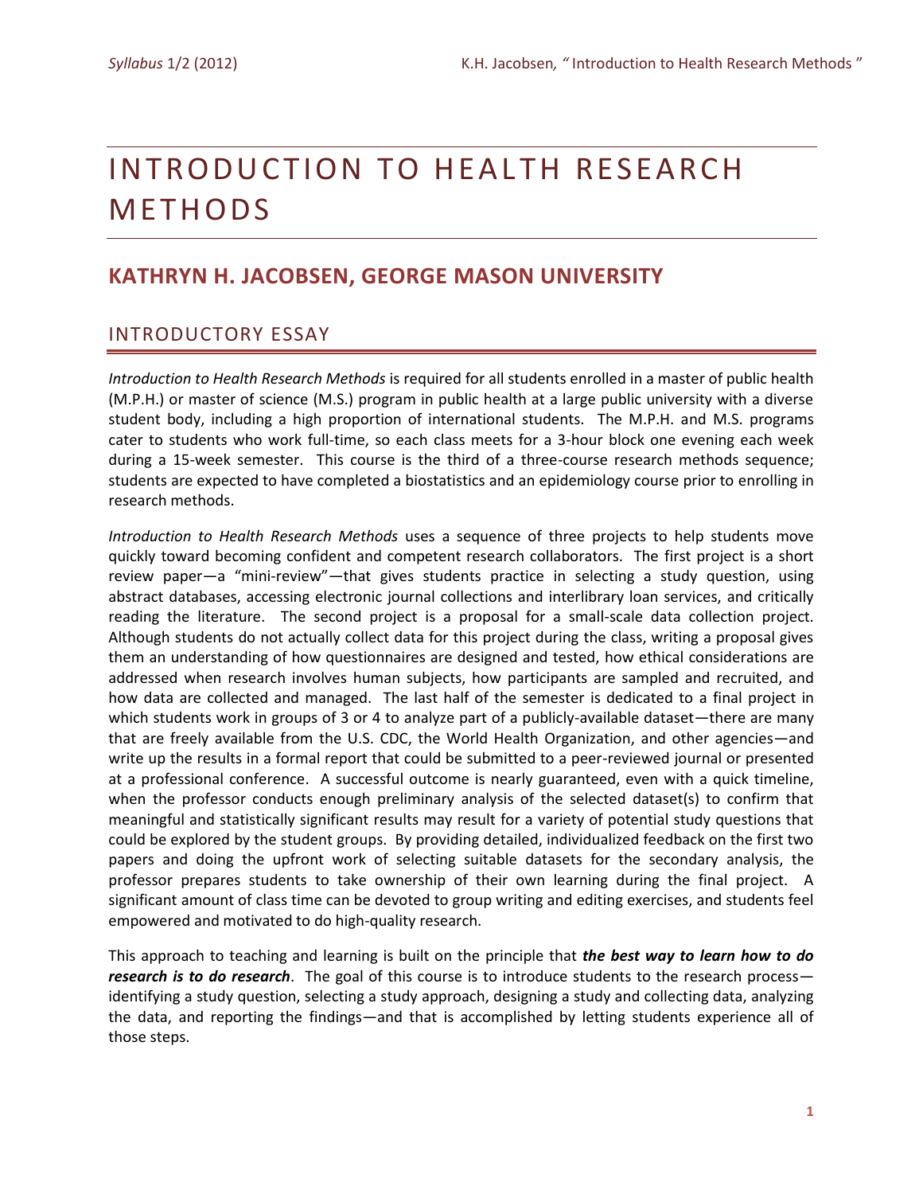# INTRODUCTION TO HEALTH RESEARCH METHODS

## KATHRYN H. JACOBSEN, GEORGE MASON UNIVERSITY

### INTRODUCTORY ESSAY

*Introduction to Health Research Methods* is required for all students enrolled in a master of public health (M.P.H.) or master of science (M.S.) program in public health at a large public university with a diverse student body, including a high proportion of international students. The M.P.H. and M.S. programs cater to students who work full-time, so each class meets for a 3-hour block one evening each week during a 15-week semester. This course is the third of a three-course research methods sequence; students are expected to have completed a biostatistics and an epidemiology course prior to enrolling in research methods.

*Introduction to Health Research Methods* uses a sequence of three projects to help students move quickly toward becoming confident and competent research collaborators. The first project is a short review paper—a "mini-review"—that gives students practice in selecting a study question, using abstract databases, accessing electronic journal collections and interlibrary loan services, and critically reading the literature. The second project is a proposal for a small-scale data collection project. Although students do not actually collect data for this project during the class, writing a proposal gives them an understanding of how questionnaires are designed and tested, how ethical considerations are addressed when research involves human subjects, how participants are sampled and recruited, and how data are collected and managed. The last half of the semester is dedicated to a final project in which students work in groups of 3 or 4 to analyze part of a publicly-available dataset—there are many that are freely available from the U.S. CDC, the World Health Organization, and other agencies—and write up the results in a formal report that could be submitted to a peer-reviewed journal or presented at a professional conference. A successful outcome is nearly guaranteed, even with a quick timeline, when the professor conducts enough preliminary analysis of the selected dataset(s) to confirm that meaningful and statistically significant results may result for a variety of potential study questions that could be explored by the student groups. By providing detailed, individualized feedback on the first two papers and doing the upfront work of selecting suitable datasets for the secondary analysis, the professor prepares students to take ownership of their own learning during the final project. A significant amount of class time can be devoted to group writing and editing exercises, and students feel empowered and motivated to do high-quality research.

This approach to teaching and learning is built on the principle that ***the best way to learn how to do research is to do research***. The goal of this course is to introduce students to the research process—identifying a study question, selecting a study approach, designing a study and collecting data, analyzing the data, and reporting the findings—and that is accomplished by letting students experience all of those steps.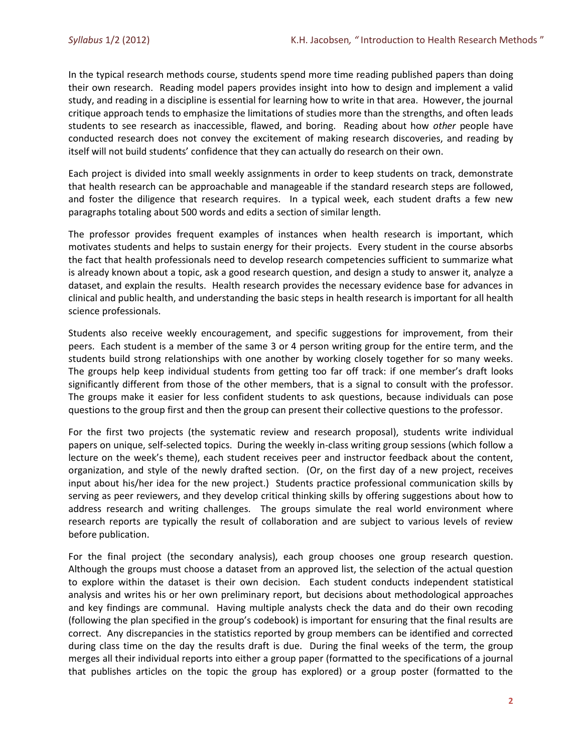In the typical research methods course, students spend more time reading published papers than doing their own research. Reading model papers provides insight into how to design and implement a valid study, and reading in a discipline is essential for learning how to write in that area. However, the journal critique approach tends to emphasize the limitations of studies more than the strengths, and often leads students to see research as inaccessible, flawed, and boring. Reading about how *other* people have conducted research does not convey the excitement of making research discoveries, and reading by itself will not build students' confidence that they can actually do research on their own.

Each project is divided into small weekly assignments in order to keep students on track, demonstrate that health research can be approachable and manageable if the standard research steps are followed, and foster the diligence that research requires. In a typical week, each student drafts a few new paragraphs totaling about 500 words and edits a section of similar length.

The professor provides frequent examples of instances when health research is important, which motivates students and helps to sustain energy for their projects. Every student in the course absorbs the fact that health professionals need to develop research competencies sufficient to summarize what is already known about a topic, ask a good research question, and design a study to answer it, analyze a dataset, and explain the results. Health research provides the necessary evidence base for advances in clinical and public health, and understanding the basic steps in health research is important for all health science professionals.

Students also receive weekly encouragement, and specific suggestions for improvement, from their peers. Each student is a member of the same 3 or 4 person writing group for the entire term, and the students build strong relationships with one another by working closely together for so many weeks. The groups help keep individual students from getting too far off track: if one member's draft looks significantly different from those of the other members, that is a signal to consult with the professor. The groups make it easier for less confident students to ask questions, because individuals can pose questions to the group first and then the group can present their collective questions to the professor.

For the first two projects (the systematic review and research proposal), students write individual papers on unique, self-selected topics. During the weekly in-class writing group sessions (which follow a lecture on the week's theme), each student receives peer and instructor feedback about the content, organization, and style of the newly drafted section. (Or, on the first day of a new project, receives input about his/her idea for the new project.) Students practice professional communication skills by serving as peer reviewers, and they develop critical thinking skills by offering suggestions about how to address research and writing challenges. The groups simulate the real world environment where research reports are typically the result of collaboration and are subject to various levels of review before publication.

For the final project (the secondary analysis), each group chooses one group research question. Although the groups must choose a dataset from an approved list, the selection of the actual question to explore within the dataset is their own decision. Each student conducts independent statistical analysis and writes his or her own preliminary report, but decisions about methodological approaches and key findings are communal. Having multiple analysts check the data and do their own recoding (following the plan specified in the group's codebook) is important for ensuring that the final results are correct. Any discrepancies in the statistics reported by group members can be identified and corrected during class time on the day the results draft is due. During the final weeks of the term, the group merges all their individual reports into either a group paper (formatted to the specifications of a journal that publishes articles on the topic the group has explored) or a group poster (formatted to the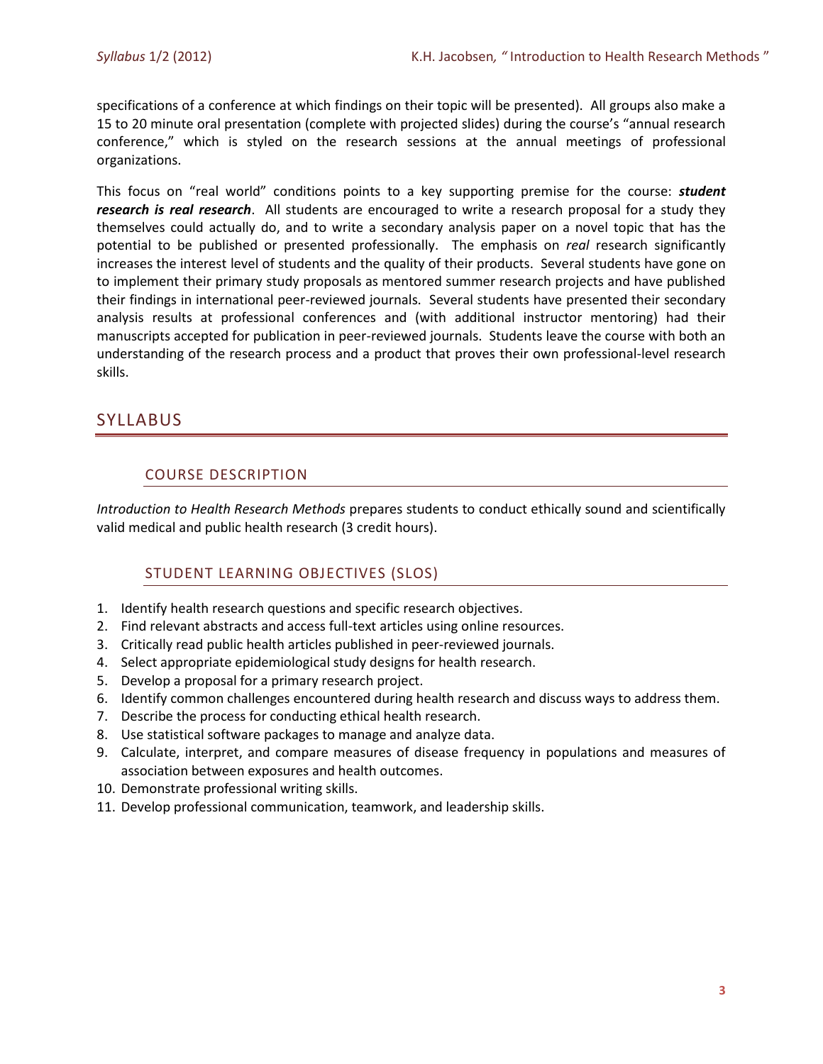specifications of a conference at which findings on their topic will be presented). All groups also make a 15 to 20 minute oral presentation (complete with projected slides) during the course's "annual research conference," which is styled on the research sessions at the annual meetings of professional organizations.

This focus on "real world" conditions points to a key supporting premise for the course: ***student research is real research***. All students are encouraged to write a research proposal for a study they themselves could actually do, and to write a secondary analysis paper on a novel topic that has the potential to be published or presented professionally. The emphasis on *real* research significantly increases the interest level of students and the quality of their products. Several students have gone on to implement their primary study proposals as mentored summer research projects and have published their findings in international peer-reviewed journals. Several students have presented their secondary analysis results at professional conferences and (with additional instructor mentoring) had their manuscripts accepted for publication in peer-reviewed journals. Students leave the course with both an understanding of the research process and a product that proves their own professional-level research skills.

# SYLLABUS

## COURSE DESCRIPTION

*Introduction to Health Research Methods* prepares students to conduct ethically sound and scientifically valid medical and public health research (3 credit hours).

## STUDENT LEARNING OBJECTIVES (SLOS)

1. Identify health research questions and specific research objectives.
2. Find relevant abstracts and access full-text articles using online resources.
3. Critically read public health articles published in peer-reviewed journals.
4. Select appropriate epidemiological study designs for health research.
5. Develop a proposal for a primary research project.
6. Identify common challenges encountered during health research and discuss ways to address them.
7. Describe the process for conducting ethical health research.
8. Use statistical software packages to manage and analyze data.
9. Calculate, interpret, and compare measures of disease frequency in populations and measures of association between exposures and health outcomes.
10. Demonstrate professional writing skills.
11. Develop professional communication, teamwork, and leadership skills.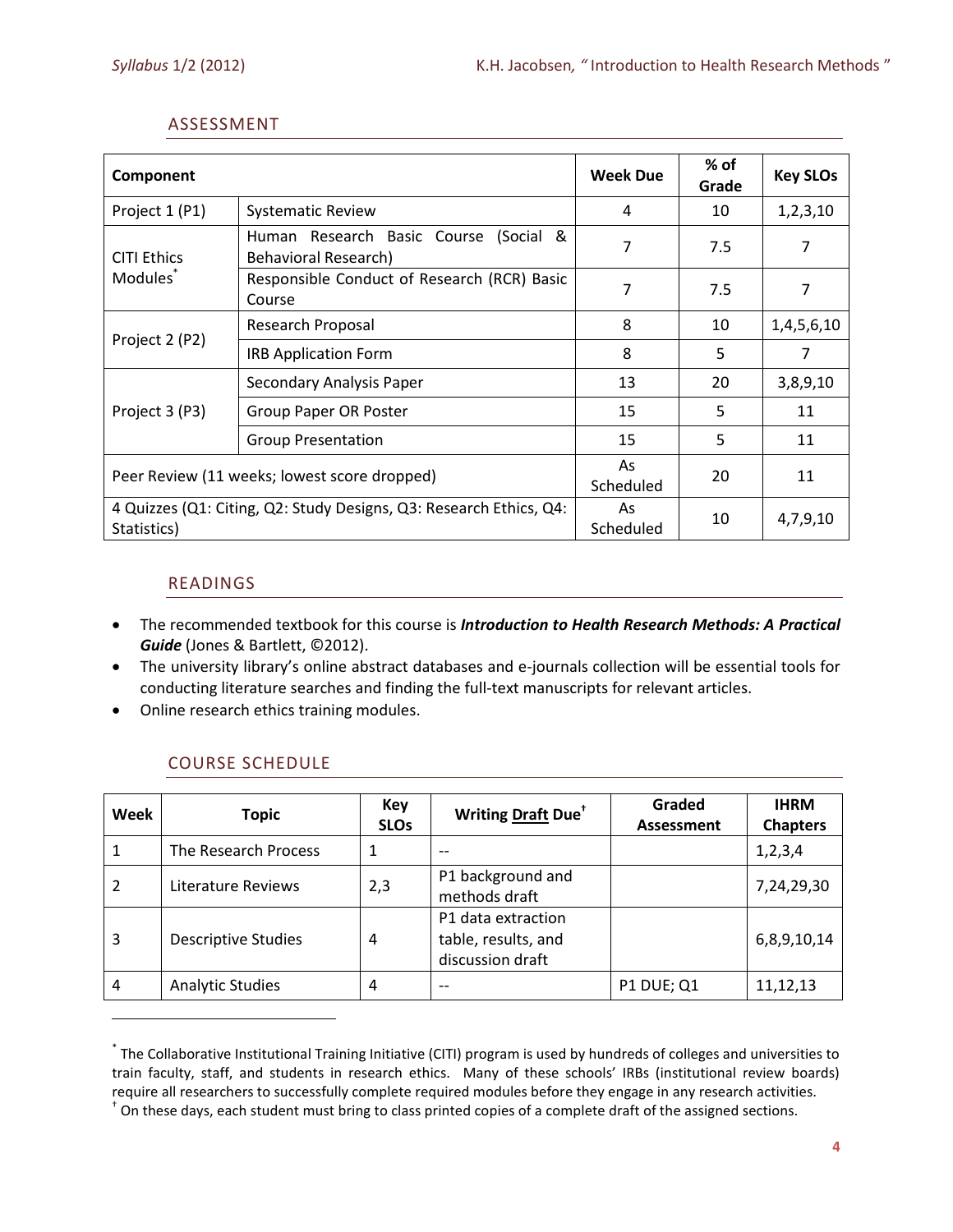## ASSESSMENT

| Component | | Week Due | % of Grade | Key SLOs |
|---|---|---|---|---|
| Project 1 (P1) | Systematic Review | 4 | 10 | 1,2,3,10 |
| CITI Ethics Modules* | Human Research Basic Course (Social & Behavioral Research) | 7 | 7.5 | 7 |
| | Responsible Conduct of Research (RCR) Basic Course | 7 | 7.5 | 7 |
| Project 2 (P2) | Research Proposal | 8 | 10 | 1,4,5,6,10 |
| | IRB Application Form | 8 | 5 | 7 |
| Project 3 (P3) | Secondary Analysis Paper | 13 | 20 | 3,8,9,10 |
| | Group Paper OR Poster | 15 | 5 | 11 |
| | Group Presentation | 15 | 5 | 11 |
| Peer Review (11 weeks; lowest score dropped) | | As Scheduled | 20 | 11 |
| 4 Quizzes (Q1: Citing, Q2: Study Designs, Q3: Research Ethics, Q4: Statistics) | | As Scheduled | 10 | 4,7,9,10 |

## READINGS

- The recommended textbook for this course is ***Introduction to Health Research Methods: A Practical Guide*** (Jones & Bartlett, ©2012).
- The university library's online abstract databases and e-journals collection will be essential tools for conducting literature searches and finding the full-text manuscripts for relevant articles.
- Online research ethics training modules.

## COURSE SCHEDULE

| Week | Topic | Key SLOs | Writing Draft Due† | Graded Assessment | IHRM Chapters |
|---|---|---|---|---|---|
| 1 | The Research Process | 1 | -- | | 1,2,3,4 |
| 2 | Literature Reviews | 2,3 | P1 background and methods draft | | 7,24,29,30 |
| 3 | Descriptive Studies | 4 | P1 data extraction table, results, and discussion draft | | 6,8,9,10,14 |
| 4 | Analytic Studies | 4 | -- | P1 DUE; Q1 | 11,12,13 |

* The Collaborative Institutional Training Initiative (CITI) program is used by hundreds of colleges and universities to train faculty, staff, and students in research ethics. Many of these schools' IRBs (institutional review boards) require all researchers to successfully complete required modules before they engage in any research activities.

† On these days, each student must bring to class printed copies of a complete draft of the assigned sections.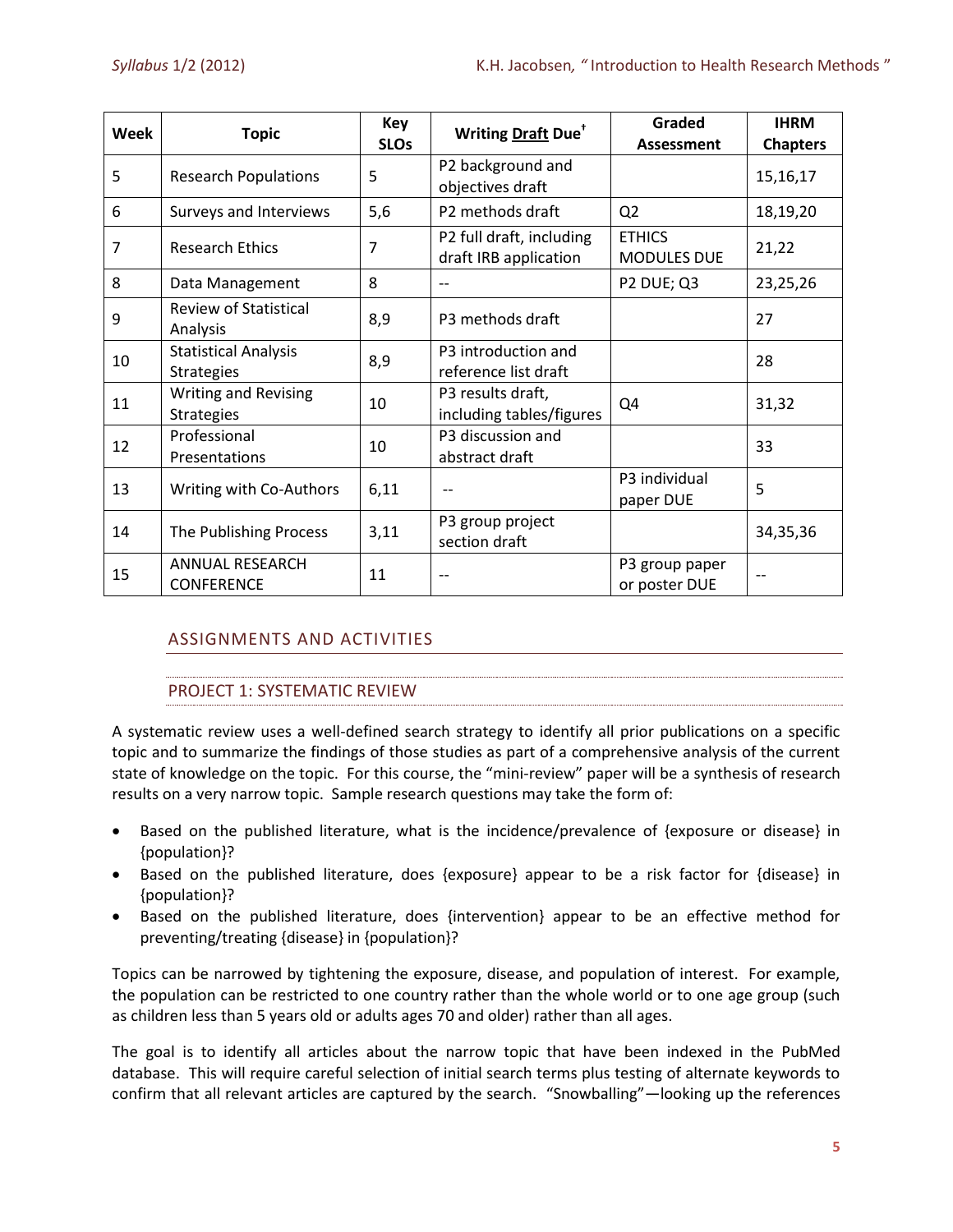| Week | Topic | Key SLOs | Writing **Draft** Due[†] | Graded Assessment | IHRM Chapters |
|---|---|---|---|---|---|
| 5 | Research Populations | 5 | P2 background and objectives draft | | 15,16,17 |
| 6 | Surveys and Interviews | 5,6 | P2 methods draft | Q2 | 18,19,20 |
| 7 | Research Ethics | 7 | P2 full draft, including draft IRB application | ETHICS MODULES DUE | 21,22 |
| 8 | Data Management | 8 | -- | P2 DUE; Q3 | 23,25,26 |
| 9 | Review of Statistical Analysis | 8,9 | P3 methods draft | | 27 |
| 10 | Statistical Analysis Strategies | 8,9 | P3 introduction and reference list draft | | 28 |
| 11 | Writing and Revising Strategies | 10 | P3 results draft, including tables/figures | Q4 | 31,32 |
| 12 | Professional Presentations | 10 | P3 discussion and abstract draft | | 33 |
| 13 | Writing with Co-Authors | 6,11 | -- | P3 individual paper DUE | 5 |
| 14 | The Publishing Process | 3,11 | P3 group project section draft | | 34,35,36 |
| 15 | ANNUAL RESEARCH CONFERENCE | 11 | -- | P3 group paper or poster DUE | -- |

## ASSIGNMENTS AND ACTIVITIES

### PROJECT 1: SYSTEMATIC REVIEW

A systematic review uses a well-defined search strategy to identify all prior publications on a specific topic and to summarize the findings of those studies as part of a comprehensive analysis of the current state of knowledge on the topic. For this course, the "mini-review" paper will be a synthesis of research results on a very narrow topic. Sample research questions may take the form of:

- Based on the published literature, what is the incidence/prevalence of {exposure or disease} in {population}?
- Based on the published literature, does {exposure} appear to be a risk factor for {disease} in {population}?
- Based on the published literature, does {intervention} appear to be an effective method for preventing/treating {disease} in {population}?

Topics can be narrowed by tightening the exposure, disease, and population of interest. For example, the population can be restricted to one country rather than the whole world or to one age group (such as children less than 5 years old or adults ages 70 and older) rather than all ages.

The goal is to identify all articles about the narrow topic that have been indexed in the PubMed database. This will require careful selection of initial search terms plus testing of alternate keywords to confirm that all relevant articles are captured by the search. "Snowballing"—looking up the references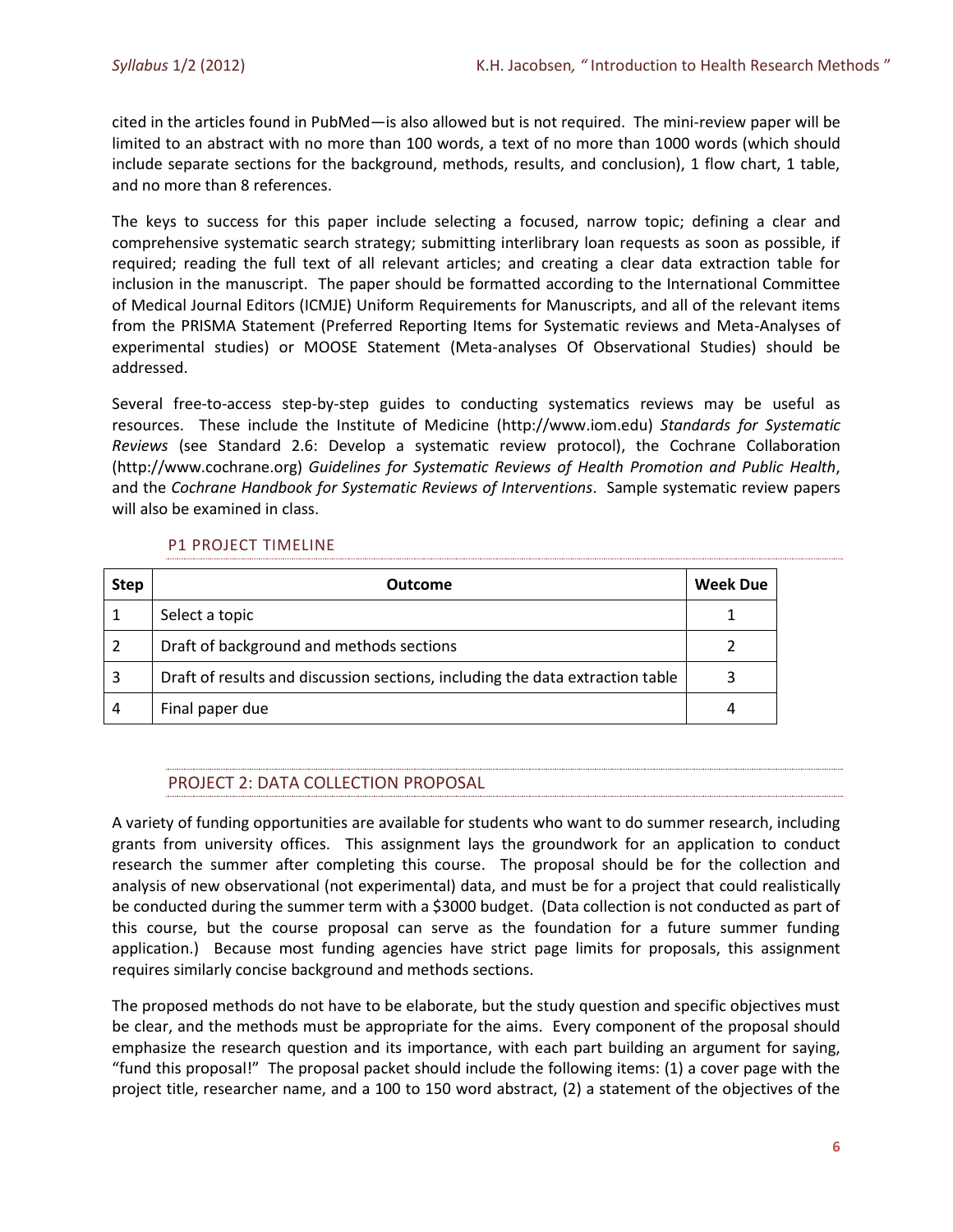cited in the articles found in PubMed—is also allowed but is not required. The mini-review paper will be limited to an abstract with no more than 100 words, a text of no more than 1000 words (which should include separate sections for the background, methods, results, and conclusion), 1 flow chart, 1 table, and no more than 8 references.

The keys to success for this paper include selecting a focused, narrow topic; defining a clear and comprehensive systematic search strategy; submitting interlibrary loan requests as soon as possible, if required; reading the full text of all relevant articles; and creating a clear data extraction table for inclusion in the manuscript. The paper should be formatted according to the International Committee of Medical Journal Editors (ICMJE) Uniform Requirements for Manuscripts, and all of the relevant items from the PRISMA Statement (Preferred Reporting Items for Systematic reviews and Meta-Analyses of experimental studies) or MOOSE Statement (Meta-analyses Of Observational Studies) should be addressed.

Several free-to-access step-by-step guides to conducting systematics reviews may be useful as resources. These include the Institute of Medicine (http://www.iom.edu) *Standards for Systematic Reviews* (see Standard 2.6: Develop a systematic review protocol), the Cochrane Collaboration (http://www.cochrane.org) *Guidelines for Systematic Reviews of Health Promotion and Public Health*, and the *Cochrane Handbook for Systematic Reviews of Interventions*. Sample systematic review papers will also be examined in class.

### P1 PROJECT TIMELINE

| Step | Outcome | Week Due |
|---|---|---|
| 1 | Select a topic | 1 |
| 2 | Draft of background and methods sections | 2 |
| 3 | Draft of results and discussion sections, including the data extraction table | 3 |
| 4 | Final paper due | 4 |

## PROJECT 2: DATA COLLECTION PROPOSAL

A variety of funding opportunities are available for students who want to do summer research, including grants from university offices. This assignment lays the groundwork for an application to conduct research the summer after completing this course. The proposal should be for the collection and analysis of new observational (not experimental) data, and must be for a project that could realistically be conducted during the summer term with a $3000 budget. (Data collection is not conducted as part of this course, but the course proposal can serve as the foundation for a future summer funding application.) Because most funding agencies have strict page limits for proposals, this assignment requires similarly concise background and methods sections.

The proposed methods do not have to be elaborate, but the study question and specific objectives must be clear, and the methods must be appropriate for the aims. Every component of the proposal should emphasize the research question and its importance, with each part building an argument for saying, "fund this proposal!" The proposal packet should include the following items: (1) a cover page with the project title, researcher name, and a 100 to 150 word abstract, (2) a statement of the objectives of the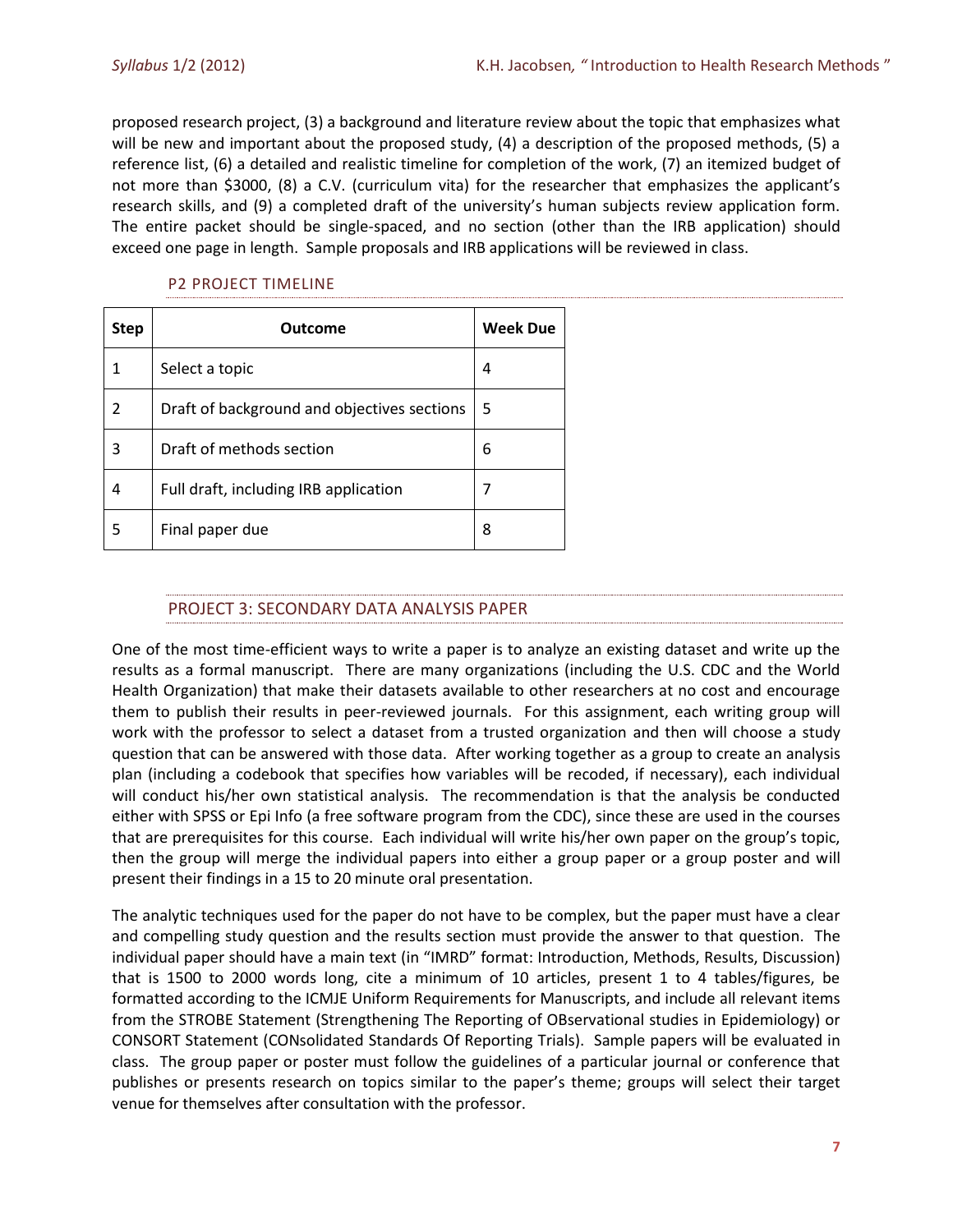proposed research project, (3) a background and literature review about the topic that emphasizes what will be new and important about the proposed study, (4) a description of the proposed methods, (5) a reference list, (6) a detailed and realistic timeline for completion of the work, (7) an itemized budget of not more than $3000, (8) a C.V. (curriculum vita) for the researcher that emphasizes the applicant's research skills, and (9) a completed draft of the university's human subjects review application form. The entire packet should be single-spaced, and no section (other than the IRB application) should exceed one page in length. Sample proposals and IRB applications will be reviewed in class.

### P2 PROJECT TIMELINE

| Step | Outcome | Week Due |
|---|---|---|
| 1 | Select a topic | 4 |
| 2 | Draft of background and objectives sections | 5 |
| 3 | Draft of methods section | 6 |
| 4 | Full draft, including IRB application | 7 |
| 5 | Final paper due | 8 |

## PROJECT 3: SECONDARY DATA ANALYSIS PAPER

One of the most time-efficient ways to write a paper is to analyze an existing dataset and write up the results as a formal manuscript. There are many organizations (including the U.S. CDC and the World Health Organization) that make their datasets available to other researchers at no cost and encourage them to publish their results in peer-reviewed journals. For this assignment, each writing group will work with the professor to select a dataset from a trusted organization and then will choose a study question that can be answered with those data. After working together as a group to create an analysis plan (including a codebook that specifies how variables will be recoded, if necessary), each individual will conduct his/her own statistical analysis. The recommendation is that the analysis be conducted either with SPSS or Epi Info (a free software program from the CDC), since these are used in the courses that are prerequisites for this course. Each individual will write his/her own paper on the group's topic, then the group will merge the individual papers into either a group paper or a group poster and will present their findings in a 15 to 20 minute oral presentation.

The analytic techniques used for the paper do not have to be complex, but the paper must have a clear and compelling study question and the results section must provide the answer to that question. The individual paper should have a main text (in "IMRD" format: Introduction, Methods, Results, Discussion) that is 1500 to 2000 words long, cite a minimum of 10 articles, present 1 to 4 tables/figures, be formatted according to the ICMJE Uniform Requirements for Manuscripts, and include all relevant items from the STROBE Statement (Strengthening The Reporting of OBservational studies in Epidemiology) or CONSORT Statement (CONsolidated Standards Of Reporting Trials). Sample papers will be evaluated in class. The group paper or poster must follow the guidelines of a particular journal or conference that publishes or presents research on topics similar to the paper's theme; groups will select their target venue for themselves after consultation with the professor.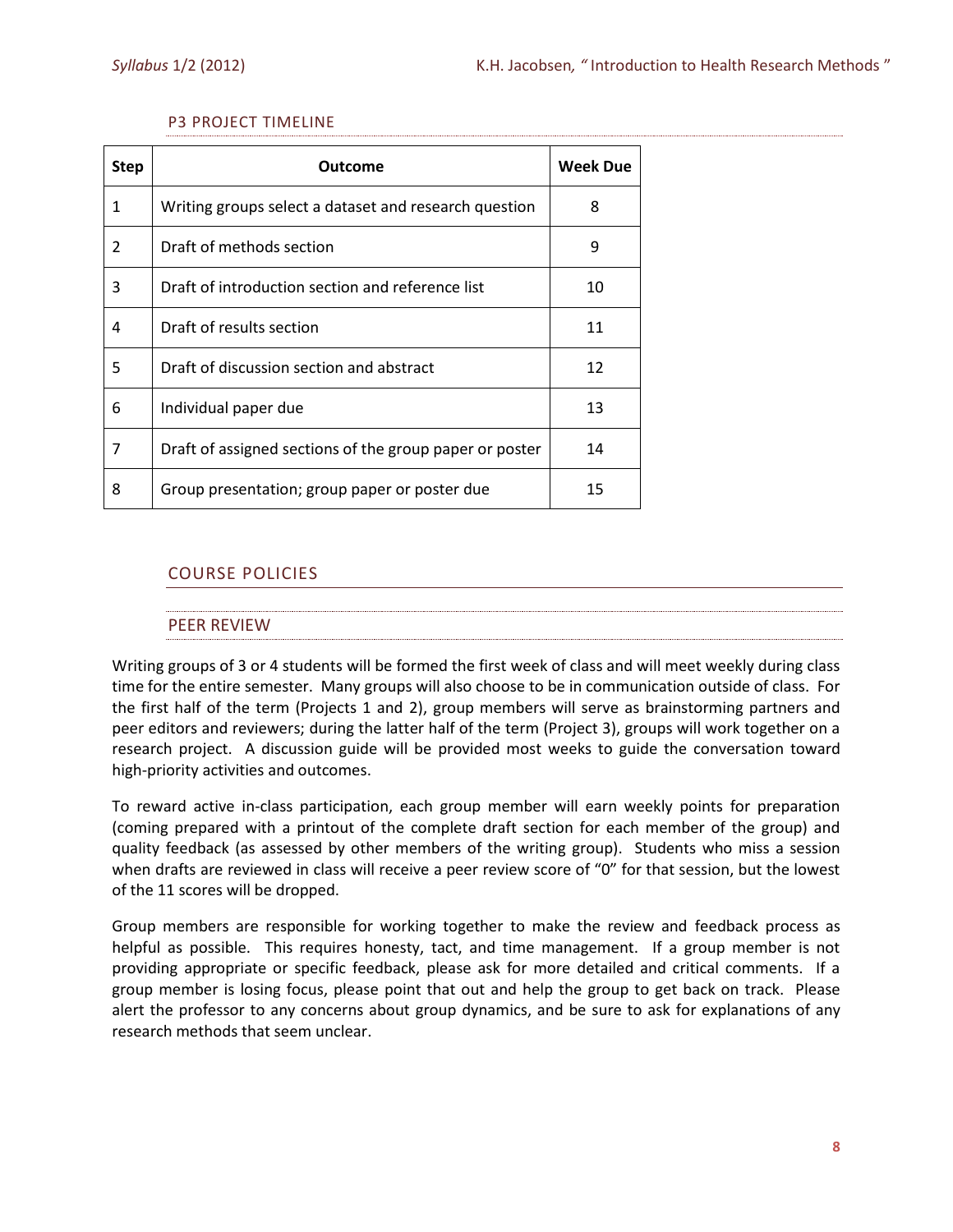### P3 PROJECT TIMELINE

| Step | Outcome | Week Due |
|---|---|---|
| 1 | Writing groups select a dataset and research question | 8 |
| 2 | Draft of methods section | 9 |
| 3 | Draft of introduction section and reference list | 10 |
| 4 | Draft of results section | 11 |
| 5 | Draft of discussion section and abstract | 12 |
| 6 | Individual paper due | 13 |
| 7 | Draft of assigned sections of the group paper or poster | 14 |
| 8 | Group presentation; group paper or poster due | 15 |

## COURSE POLICIES

### PEER REVIEW

Writing groups of 3 or 4 students will be formed the first week of class and will meet weekly during class time for the entire semester. Many groups will also choose to be in communication outside of class. For the first half of the term (Projects 1 and 2), group members will serve as brainstorming partners and peer editors and reviewers; during the latter half of the term (Project 3), groups will work together on a research project. A discussion guide will be provided most weeks to guide the conversation toward high-priority activities and outcomes.

To reward active in-class participation, each group member will earn weekly points for preparation (coming prepared with a printout of the complete draft section for each member of the group) and quality feedback (as assessed by other members of the writing group). Students who miss a session when drafts are reviewed in class will receive a peer review score of "0" for that session, but the lowest of the 11 scores will be dropped.

Group members are responsible for working together to make the review and feedback process as helpful as possible. This requires honesty, tact, and time management. If a group member is not providing appropriate or specific feedback, please ask for more detailed and critical comments. If a group member is losing focus, please point that out and help the group to get back on track. Please alert the professor to any concerns about group dynamics, and be sure to ask for explanations of any research methods that seem unclear.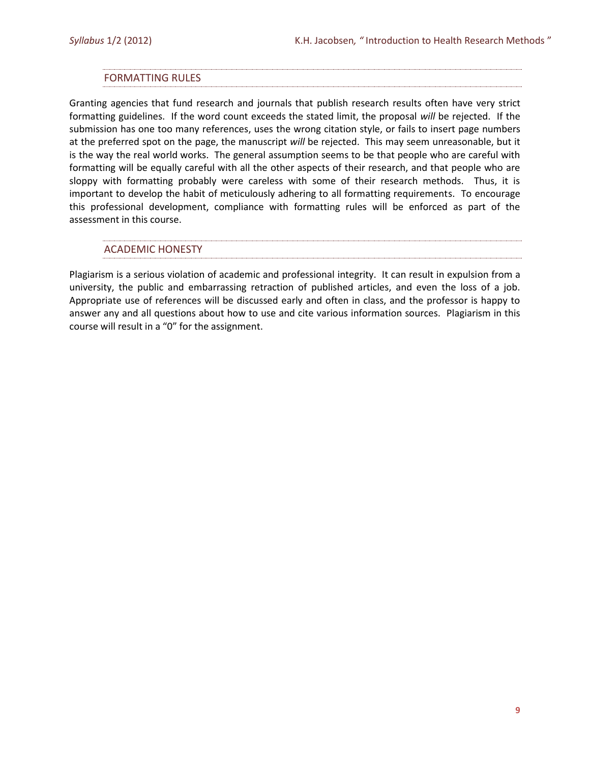## FORMATTING RULES

Granting agencies that fund research and journals that publish research results often have very strict formatting guidelines. If the word count exceeds the stated limit, the proposal *will* be rejected. If the submission has one too many references, uses the wrong citation style, or fails to insert page numbers at the preferred spot on the page, the manuscript *will* be rejected. This may seem unreasonable, but it is the way the real world works. The general assumption seems to be that people who are careful with formatting will be equally careful with all the other aspects of their research, and that people who are sloppy with formatting probably were careless with some of their research methods. Thus, it is important to develop the habit of meticulously adhering to all formatting requirements. To encourage this professional development, compliance with formatting rules will be enforced as part of the assessment in this course.

## ACADEMIC HONESTY

Plagiarism is a serious violation of academic and professional integrity. It can result in expulsion from a university, the public and embarrassing retraction of published articles, and even the loss of a job. Appropriate use of references will be discussed early and often in class, and the professor is happy to answer any and all questions about how to use and cite various information sources. Plagiarism in this course will result in a "0" for the assignment.